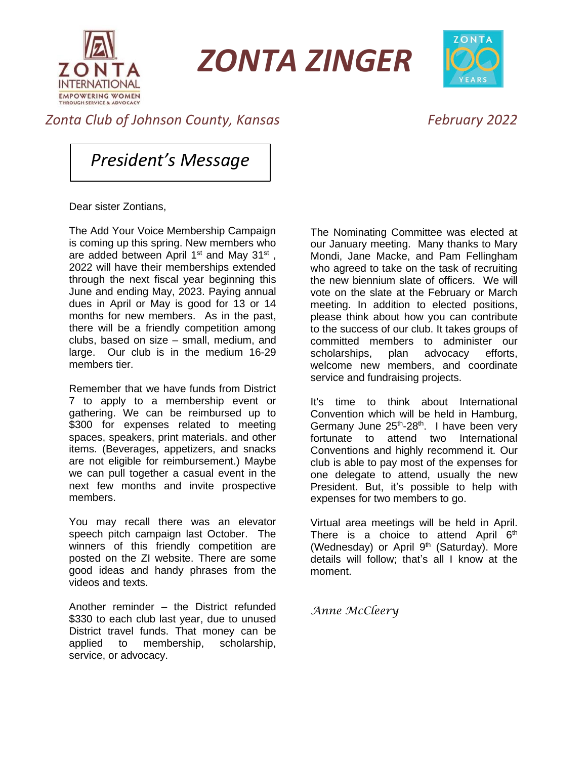# ZONTA ZINGER

*Zonta Club of Johnson County, Kansas* — *February 2022*

## *President's Message*

Dear sister Zontians,

The Add Your Voice Membership Campaign is coming up this spring. New members who are added between April 1st and May 31st , 2022 will have their memberships extended through the next fiscal year beginning this June and ending May, 2023. Paying annual dues in April or May is good for 13 or 14 months for new members. As in the past, there will be a friendly competition among clubs, based on size – small, medium, and large. Our club is in the medium 16-29 members tier.

Remember that we have funds from District 7 to apply to a membership event or gathering. We can be reimbursed up to $300 for expenses related to meeting spaces, speakers, print materials. and other items. (Beverages, appetizers, and snacks are not eligible for reimbursement.) Maybe we can pull together a casual event in the next few months and invite prospective members.

You may recall there was an elevator speech pitch campaign last October. The winners of this friendly competition are posted on the ZI website. There are some good ideas and handy phrases from the videos and texts.

Another reminder – the District refunded $330 to each club last year, due to unused District travel funds. That money can be applied to membership, scholarship, service, or advocacy.

The Nominating Committee was elected at our January meeting. Many thanks to Mary Mondi, Jane Macke, and Pam Fellingham who agreed to take on the task of recruiting the new biennium slate of officers. We will vote on the slate at the February or March meeting. In addition to elected positions, please think about how you can contribute to the success of our club. It takes groups of committed members to administer our scholarships, plan advocacy efforts, welcome new members, and coordinate service and fundraising projects.

It's time to think about International Convention which will be held in Hamburg, Germany June 25th-28th. I have been very fortunate to attend two International Conventions and highly recommend it. Our club is able to pay most of the expenses for one delegate to attend, usually the new President. But, it's possible to help with expenses for two members to go.

Virtual area meetings will be held in April. There is a choice to attend April 6th (Wednesday) or April 9th (Saturday). More details will follow; that's all I know at the moment.

*Anne McCleery*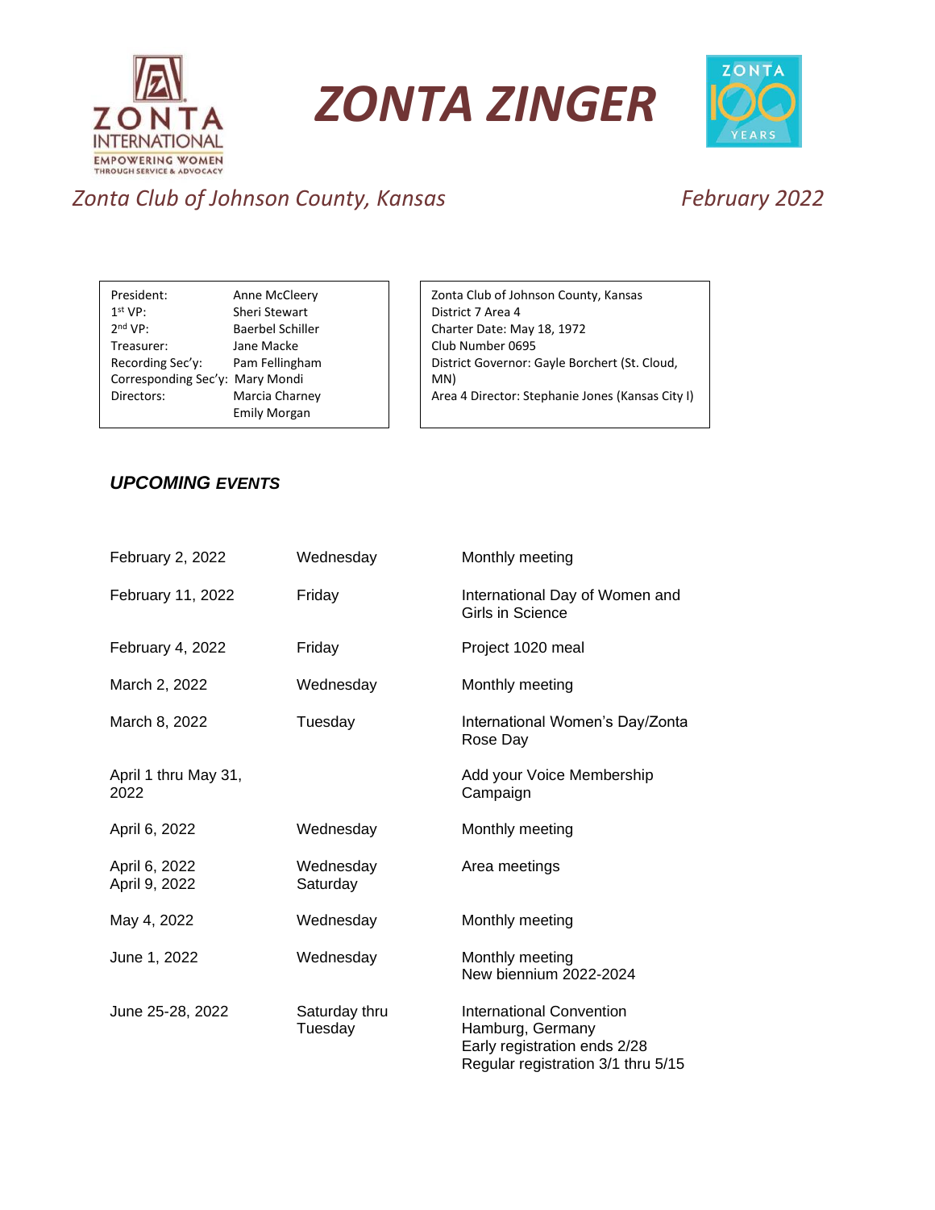# ZONTA ZINGER

*Zonta Club of Johnson County, Kansas* — *February 2022*

| | |
|---|---|
| President: | Anne McCleery |
| 1st VP: | Sheri Stewart |
| 2nd VP: | Baerbel Schiller |
| Treasurer: | Jane Macke |
| Recording Sec'y: | Pam Fellingham |
| Corresponding Sec'y: | Mary Mondi |
| Directors: | Marcia Charney |
| | Emily Morgan |

Zonta Club of Johnson County, Kansas
District 7 Area 4
Charter Date: May 18, 1972
Club Number 0695
District Governor: Gayle Borchert (St. Cloud, MN)
Area 4 Director: Stephanie Jones (Kansas City I)

## *UPCOMING EVENTS*

| | | |
|---|---|---|
| February 2, 2022 | Wednesday | Monthly meeting |
| February 11, 2022 | Friday | International Day of Women and Girls in Science |
| February 4, 2022 | Friday | Project 1020 meal |
| March 2, 2022 | Wednesday | Monthly meeting |
| March 8, 2022 | Tuesday | International Women's Day/Zonta Rose Day |
| April 1 thru May 31, 2022 | | Add your Voice Membership Campaign |
| April 6, 2022 | Wednesday | Monthly meeting |
| April 6, 2022<br>April 9, 2022 | Wednesday<br>Saturday | Area meetings |
| May 4, 2022 | Wednesday | Monthly meeting |
| June 1, 2022 | Wednesday | Monthly meeting<br>New biennium 2022-2024 |
| June 25-28, 2022 | Saturday thru Tuesday | International Convention<br>Hamburg, Germany<br>Early registration ends 2/28<br>Regular registration 3/1 thru 5/15 |